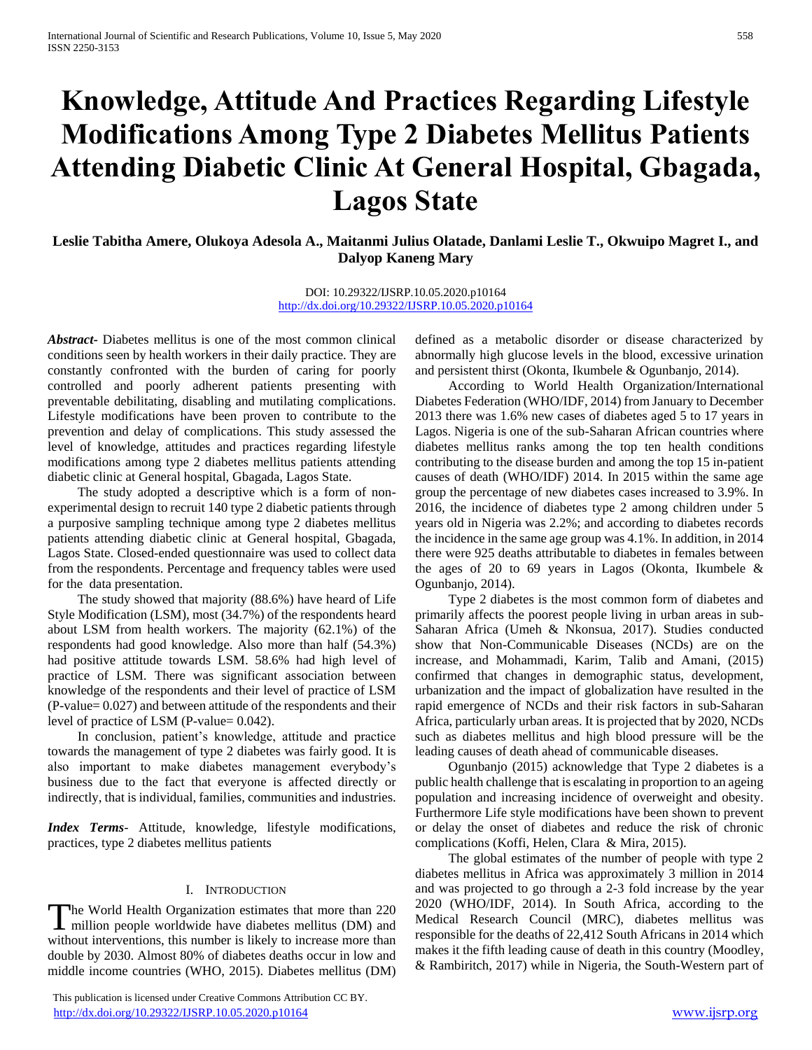# Knowledge, Attitude And Practices Regarding Lifestyle Modifications Among Type 2 Diabetes Mellitus Patients Attending Diabetic Clinic At General Hospital, Gbagada, Lagos State

**Leslie Tabitha Amere, Olukoya Adesola A., Maitanmi Julius Olatade, Danlami Leslie T., Okwuipo Magret I., and Dalyop Kaneng Mary**

DOI: 10.29322/IJSRP.10.05.2020.p10164
http://dx.doi.org/10.29322/IJSRP.10.05.2020.p10164

***Abstract-*** Diabetes mellitus is one of the most common clinical conditions seen by health workers in their daily practice. They are constantly confronted with the burden of caring for poorly controlled and poorly adherent patients presenting with preventable debilitating, disabling and mutilating complications. Lifestyle modifications have been proven to contribute to the prevention and delay of complications. This study assessed the level of knowledge, attitudes and practices regarding lifestyle modifications among type 2 diabetes mellitus patients attending diabetic clinic at General hospital, Gbagada, Lagos State.

The study adopted a descriptive which is a form of non-experimental design to recruit 140 type 2 diabetic patients through a purposive sampling technique among type 2 diabetes mellitus patients attending diabetic clinic at General hospital, Gbagada, Lagos State. Closed-ended questionnaire was used to collect data from the respondents. Percentage and frequency tables were used for the data presentation.

The study showed that majority (88.6%) have heard of Life Style Modification (LSM), most (34.7%) of the respondents heard about LSM from health workers. The majority (62.1%) of the respondents had good knowledge. Also more than half (54.3%) had positive attitude towards LSM. 58.6% had high level of practice of LSM. There was significant association between knowledge of the respondents and their level of practice of LSM (P-value= 0.027) and between attitude of the respondents and their level of practice of LSM (P-value= 0.042).

In conclusion, patient's knowledge, attitude and practice towards the management of type 2 diabetes was fairly good. It is also important to make diabetes management everybody's business due to the fact that everyone is affected directly or indirectly, that is individual, families, communities and industries.

***Index Terms*-** Attitude, knowledge, lifestyle modifications, practices, type 2 diabetes mellitus patients

## I. Introduction

The World Health Organization estimates that more than 220 million people worldwide have diabetes mellitus (DM) and without interventions, this number is likely to increase more than double by 2030. Almost 80% of diabetes deaths occur in low and middle income countries (WHO, 2015). Diabetes mellitus (DM) defined as a metabolic disorder or disease characterized by abnormally high glucose levels in the blood, excessive urination and persistent thirst (Okonta, Ikumbele & Ogunbanjo, 2014).

According to World Health Organization/International Diabetes Federation (WHO/IDF, 2014) from January to December 2013 there was 1.6% new cases of diabetes aged 5 to 17 years in Lagos. Nigeria is one of the sub-Saharan African countries where diabetes mellitus ranks among the top ten health conditions contributing to the disease burden and among the top 15 in-patient causes of death (WHO/IDF) 2014. In 2015 within the same age group the percentage of new diabetes cases increased to 3.9%. In 2016, the incidence of diabetes type 2 among children under 5 years old in Nigeria was 2.2%; and according to diabetes records the incidence in the same age group was 4.1%. In addition, in 2014 there were 925 deaths attributable to diabetes in females between the ages of 20 to 69 years in Lagos (Okonta, Ikumbele & Ogunbanjo, 2014).

Type 2 diabetes is the most common form of diabetes and primarily affects the poorest people living in urban areas in sub-Saharan Africa (Umeh & Nkonsua, 2017). Studies conducted show that Non-Communicable Diseases (NCDs) are on the increase, and Mohammadi, Karim, Talib and Amani, (2015) confirmed that changes in demographic status, development, urbanization and the impact of globalization have resulted in the rapid emergence of NCDs and their risk factors in sub-Saharan Africa, particularly urban areas. It is projected that by 2020, NCDs such as diabetes mellitus and high blood pressure will be the leading causes of death ahead of communicable diseases.

Ogunbanjo (2015) acknowledge that Type 2 diabetes is a public health challenge that is escalating in proportion to an ageing population and increasing incidence of overweight and obesity. Furthermore Life style modifications have been shown to prevent or delay the onset of diabetes and reduce the risk of chronic complications (Koffi, Helen, Clara & Mira, 2015).

The global estimates of the number of people with type 2 diabetes mellitus in Africa was approximately 3 million in 2014 and was projected to go through a 2-3 fold increase by the year 2020 (WHO/IDF, 2014). In South Africa, according to the Medical Research Council (MRC), diabetes mellitus was responsible for the deaths of 22,412 South Africans in 2014 which makes it the fifth leading cause of death in this country (Moodley, & Rambiritch, 2017) while in Nigeria, the South-Western part of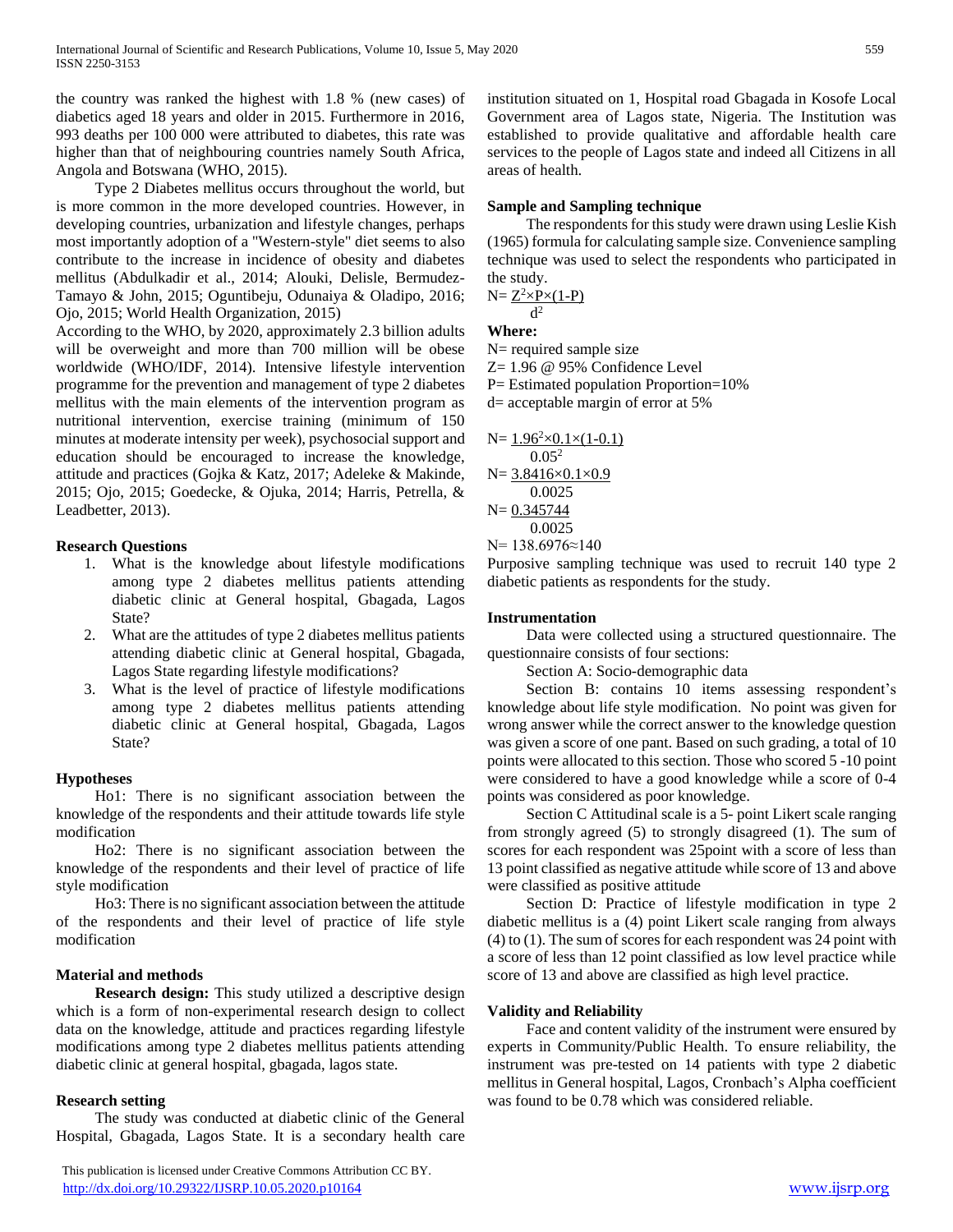the country was ranked the highest with 1.8 % (new cases) of diabetics aged 18 years and older in 2015. Furthermore in 2016, 993 deaths per 100 000 were attributed to diabetes, this rate was higher than that of neighbouring countries namely South Africa, Angola and Botswana (WHO, 2015).

Type 2 Diabetes mellitus occurs throughout the world, but is more common in the more developed countries. However, in developing countries, urbanization and lifestyle changes, perhaps most importantly adoption of a "Western-style" diet seems to also contribute to the increase in incidence of obesity and diabetes mellitus (Abdulkadir et al., 2014; Alouki, Delisle, Bermudez-Tamayo & John, 2015; Oguntibeju, Odunaiya & Oladipo, 2016; Ojo, 2015; World Health Organization, 2015)

According to the WHO, by 2020, approximately 2.3 billion adults will be overweight and more than 700 million will be obese worldwide (WHO/IDF, 2014). Intensive lifestyle intervention programme for the prevention and management of type 2 diabetes mellitus with the main elements of the intervention program as nutritional intervention, exercise training (minimum of 150 minutes at moderate intensity per week), psychosocial support and education should be encouraged to increase the knowledge, attitude and practices (Gojka & Katz, 2017; Adeleke & Makinde, 2015; Ojo, 2015; Goedecke, & Ojuka, 2014; Harris, Petrella, & Leadbetter, 2013).

## Research Questions

1. What is the knowledge about lifestyle modifications among type 2 diabetes mellitus patients attending diabetic clinic at General hospital, Gbagada, Lagos State?
2. What are the attitudes of type 2 diabetes mellitus patients attending diabetic clinic at General hospital, Gbagada, Lagos State regarding lifestyle modifications?
3. What is the level of practice of lifestyle modifications among type 2 diabetes mellitus patients attending diabetic clinic at General hospital, Gbagada, Lagos State?

## Hypotheses

Ho1: There is no significant association between the knowledge of the respondents and their attitude towards life style modification

Ho2: There is no significant association between the knowledge of the respondents and their level of practice of life style modification

Ho3: There is no significant association between the attitude of the respondents and their level of practice of life style modification

## Material and methods

**Research design:** This study utilized a descriptive design which is a form of non-experimental research design to collect data on the knowledge, attitude and practices regarding lifestyle modifications among type 2 diabetes mellitus patients attending diabetic clinic at general hospital, gbagada, lagos state.

## Research setting

The study was conducted at diabetic clinic of the General Hospital, Gbagada, Lagos State. It is a secondary health care institution situated on 1, Hospital road Gbagada in Kosofe Local Government area of Lagos state, Nigeria. The Institution was established to provide qualitative and affordable health care services to the people of Lagos state and indeed all Citizens in all areas of health.

## Sample and Sampling technique

The respondents for this study were drawn using Leslie Kish (1965) formula for calculating sample size. Convenience sampling technique was used to select the respondents who participated in the study.

$$N = \frac{Z^2 \times P \times (1-P)}{d^2}$$

**Where:**

N= required sample size

Z= 1.96 @ 95% Confidence Level

P= Estimated population Proportion=10%

d= acceptable margin of error at 5%

$$N = \frac{1.96^2 \times 0.1 \times (1-0.1)}{0.05^2}$$

$$N = \frac{3.8416 \times 0.1 \times 0.9}{0.0025}$$

$$N = \frac{0.345744}{0.0025}$$

$$N = 138.6976 \approx 140$$

Purposive sampling technique was used to recruit 140 type 2 diabetic patients as respondents for the study.

## Instrumentation

Data were collected using a structured questionnaire. The questionnaire consists of four sections:

Section A: Socio-demographic data

Section B: contains 10 items assessing respondent's knowledge about life style modification. No point was given for wrong answer while the correct answer to the knowledge question was given a score of one pant. Based on such grading, a total of 10 points were allocated to this section. Those who scored 5 -10 point were considered to have a good knowledge while a score of 0-4 points was considered as poor knowledge.

Section C Attitudinal scale is a 5- point Likert scale ranging from strongly agreed (5) to strongly disagreed (1). The sum of scores for each respondent was 25point with a score of less than 13 point classified as negative attitude while score of 13 and above were classified as positive attitude

Section D: Practice of lifestyle modification in type 2 diabetic mellitus is a (4) point Likert scale ranging from always (4) to (1). The sum of scores for each respondent was 24 point with a score of less than 12 point classified as low level practice while score of 13 and above are classified as high level practice.

## Validity and Reliability

Face and content validity of the instrument were ensured by experts in Community/Public Health. To ensure reliability, the instrument was pre-tested on 14 patients with type 2 diabetic mellitus in General hospital, Lagos, Cronbach's Alpha coefficient was found to be 0.78 which was considered reliable.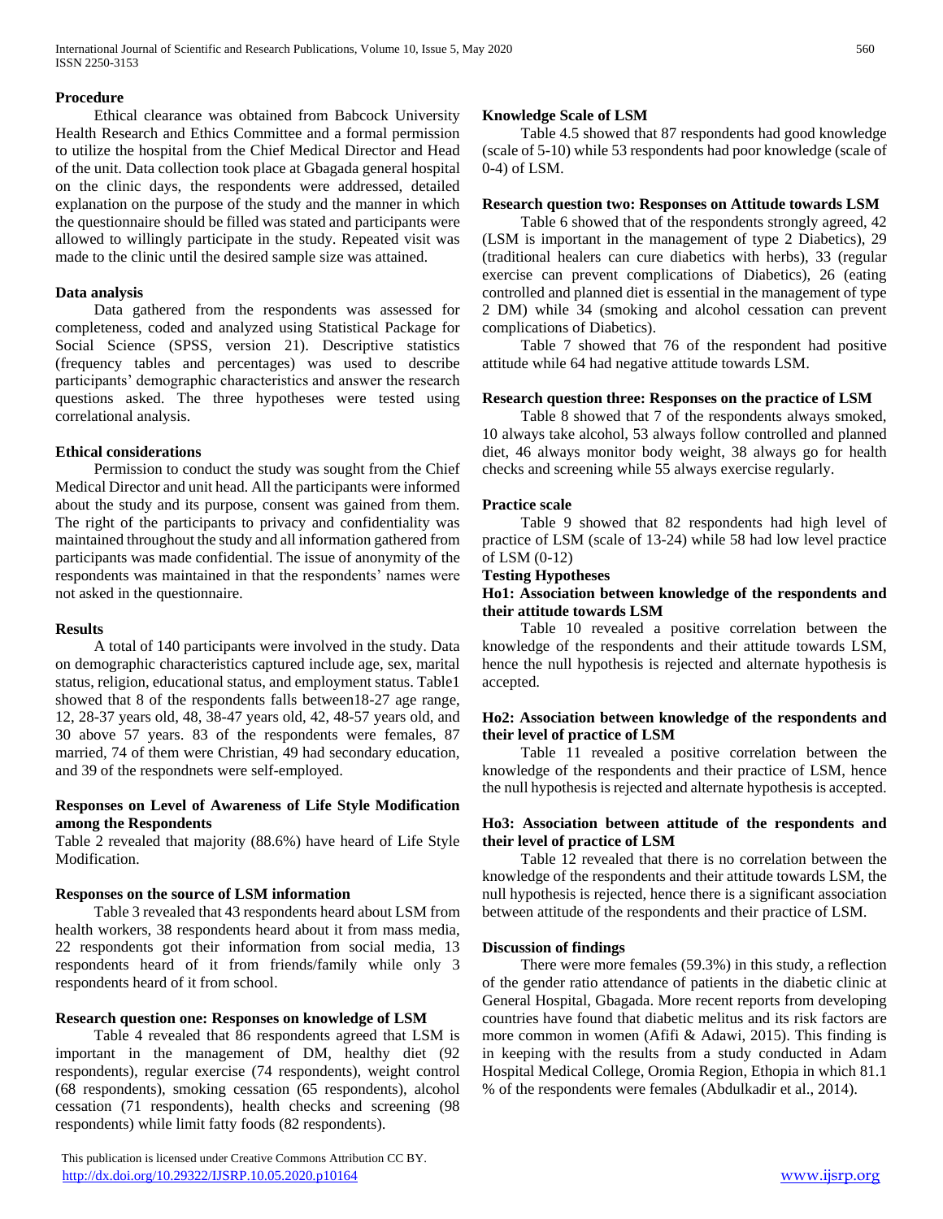### Procedure

Ethical clearance was obtained from Babcock University Health Research and Ethics Committee and a formal permission to utilize the hospital from the Chief Medical Director and Head of the unit. Data collection took place at Gbagada general hospital on the clinic days, the respondents were addressed, detailed explanation on the purpose of the study and the manner in which the questionnaire should be filled was stated and participants were allowed to willingly participate in the study. Repeated visit was made to the clinic until the desired sample size was attained.

### Data analysis

Data gathered from the respondents was assessed for completeness, coded and analyzed using Statistical Package for Social Science (SPSS, version 21). Descriptive statistics (frequency tables and percentages) was used to describe participants' demographic characteristics and answer the research questions asked. The three hypotheses were tested using correlational analysis.

### Ethical considerations

Permission to conduct the study was sought from the Chief Medical Director and unit head. All the participants were informed about the study and its purpose, consent was gained from them. The right of the participants to privacy and confidentiality was maintained throughout the study and all information gathered from participants was made confidential. The issue of anonymity of the respondents was maintained in that the respondents' names were not asked in the questionnaire.

### Results

A total of 140 participants were involved in the study. Data on demographic characteristics captured include age, sex, marital status, religion, educational status, and employment status. Table1 showed that 8 of the respondents falls between18-27 age range, 12, 28-37 years old, 48, 38-47 years old, 42, 48-57 years old, and 30 above 57 years. 83 of the respondents were females, 87 married, 74 of them were Christian, 49 had secondary education, and 39 of the respondnets were self-employed.

### Responses on Level of Awareness of Life Style Modification among the Respondents

Table 2 revealed that majority (88.6%) have heard of Life Style Modification.

### Responses on the source of LSM information

Table 3 revealed that 43 respondents heard about LSM from health workers, 38 respondents heard about it from mass media, 22 respondents got their information from social media, 13 respondents heard of it from friends/family while only 3 respondents heard of it from school.

### Research question one: Responses on knowledge of LSM

Table 4 revealed that 86 respondents agreed that LSM is important in the management of DM, healthy diet (92 respondents), regular exercise (74 respondents), weight control (68 respondents), smoking cessation (65 respondents), alcohol cessation (71 respondents), health checks and screening (98 respondents) while limit fatty foods (82 respondents).

### Knowledge Scale of LSM

Table 4.5 showed that 87 respondents had good knowledge (scale of 5-10) while 53 respondents had poor knowledge (scale of 0-4) of LSM.

### Research question two: Responses on Attitude towards LSM

Table 6 showed that of the respondents strongly agreed, 42 (LSM is important in the management of type 2 Diabetics), 29 (traditional healers can cure diabetics with herbs), 33 (regular exercise can prevent complications of Diabetics), 26 (eating controlled and planned diet is essential in the management of type 2 DM) while 34 (smoking and alcohol cessation can prevent complications of Diabetics).

Table 7 showed that 76 of the respondent had positive attitude while 64 had negative attitude towards LSM.

### Research question three: Responses on the practice of LSM

Table 8 showed that 7 of the respondents always smoked, 10 always take alcohol, 53 always follow controlled and planned diet, 46 always monitor body weight, 38 always go for health checks and screening while 55 always exercise regularly.

### Practice scale

Table 9 showed that 82 respondents had high level of practice of LSM (scale of 13-24) while 58 had low level practice of LSM (0-12)

### Testing Hypotheses

#### Ho1: Association between knowledge of the respondents and their attitude towards LSM

Table 10 revealed a positive correlation between the knowledge of the respondents and their attitude towards LSM, hence the null hypothesis is rejected and alternate hypothesis is accepted.

#### Ho2: Association between knowledge of the respondents and their level of practice of LSM

Table 11 revealed a positive correlation between the knowledge of the respondents and their practice of LSM, hence the null hypothesis is rejected and alternate hypothesis is accepted.

#### Ho3: Association between attitude of the respondents and their level of practice of LSM

Table 12 revealed that there is no correlation between the knowledge of the respondents and their attitude towards LSM, the null hypothesis is rejected, hence there is a significant association between attitude of the respondents and their practice of LSM.

### Discussion of findings

There were more females (59.3%) in this study, a reflection of the gender ratio attendance of patients in the diabetic clinic at General Hospital, Gbagada. More recent reports from developing countries have found that diabetic melitus and its risk factors are more common in women (Afifi & Adawi, 2015). This finding is in keeping with the results from a study conducted in Adam Hospital Medical College, Oromia Region, Ethopia in which 81.1 % of the respondents were females (Abdulkadir et al., 2014).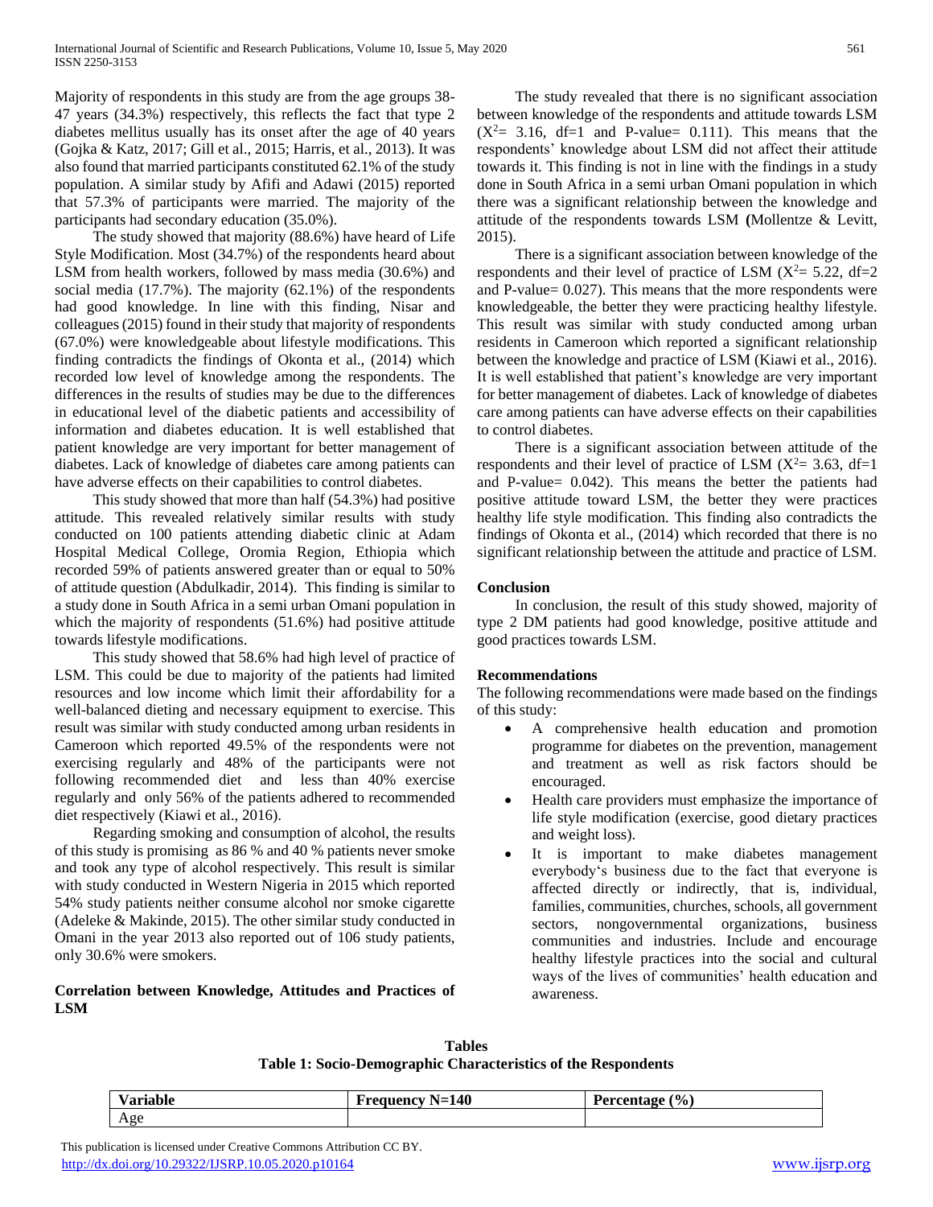Majority of respondents in this study are from the age groups 38-47 years (34.3%) respectively, this reflects the fact that type 2 diabetes mellitus usually has its onset after the age of 40 years (Gojka & Katz, 2017; Gill et al., 2015; Harris, et al., 2013). It was also found that married participants constituted 62.1% of the study population. A similar study by Afifi and Adawi (2015) reported that 57.3% of participants were married. The majority of the participants had secondary education (35.0%).

The study showed that majority (88.6%) have heard of Life Style Modification. Most (34.7%) of the respondents heard about LSM from health workers, followed by mass media (30.6%) and social media (17.7%). The majority (62.1%) of the respondents had good knowledge. In line with this finding, Nisar and colleagues (2015) found in their study that majority of respondents (67.0%) were knowledgeable about lifestyle modifications. This finding contradicts the findings of Okonta et al., (2014) which recorded low level of knowledge among the respondents. The differences in the results of studies may be due to the differences in educational level of the diabetic patients and accessibility of information and diabetes education. It is well established that patient knowledge are very important for better management of diabetes. Lack of knowledge of diabetes care among patients can have adverse effects on their capabilities to control diabetes.

This study showed that more than half (54.3%) had positive attitude. This revealed relatively similar results with study conducted on 100 patients attending diabetic clinic at Adam Hospital Medical College, Oromia Region, Ethiopia which recorded 59% of patients answered greater than or equal to 50% of attitude question (Abdulkadir, 2014). This finding is similar to a study done in South Africa in a semi urban Omani population in which the majority of respondents (51.6%) had positive attitude towards lifestyle modifications.

This study showed that 58.6% had high level of practice of LSM. This could be due to majority of the patients had limited resources and low income which limit their affordability for a well-balanced dieting and necessary equipment to exercise. This result was similar with study conducted among urban residents in Cameroon which reported 49.5% of the respondents were not exercising regularly and 48% of the participants were not following recommended diet and less than 40% exercise regularly and only 56% of the patients adhered to recommended diet respectively (Kiawi et al., 2016).

Regarding smoking and consumption of alcohol, the results of this study is promising as 86 % and 40 % patients never smoke and took any type of alcohol respectively. This result is similar with study conducted in Western Nigeria in 2015 which reported 54% study patients neither consume alcohol nor smoke cigarette (Adeleke & Makinde, 2015). The other similar study conducted in Omani in the year 2013 also reported out of 106 study patients, only 30.6% were smokers.

### Correlation between Knowledge, Attitudes and Practices of LSM

The study revealed that there is no significant association between knowledge of the respondents and attitude towards LSM ($X^2$= 3.16, df=1 and P-value= 0.111). This means that the respondents' knowledge about LSM did not affect their attitude towards it. This finding is not in line with the findings in a study done in South Africa in a semi urban Omani population in which there was a significant relationship between the knowledge and attitude of the respondents towards LSM (Mollentze & Levitt, 2015).

There is a significant association between knowledge of the respondents and their level of practice of LSM ($X^2$= 5.22, df=2 and P-value= 0.027). This means that the more respondents were knowledgeable, the better they were practicing healthy lifestyle. This result was similar with study conducted among urban residents in Cameroon which reported a significant relationship between the knowledge and practice of LSM (Kiawi et al., 2016). It is well established that patient's knowledge are very important for better management of diabetes. Lack of knowledge of diabetes care among patients can have adverse effects on their capabilities to control diabetes.

There is a significant association between attitude of the respondents and their level of practice of LSM ($X^2$= 3.63, df=1 and P-value= 0.042). This means the better the patients had positive attitude toward LSM, the better they were practices healthy life style modification. This finding also contradicts the findings of Okonta et al., (2014) which recorded that there is no significant relationship between the attitude and practice of LSM.

### Conclusion

In conclusion, the result of this study showed, majority of type 2 DM patients had good knowledge, positive attitude and good practices towards LSM.

### Recommendations

The following recommendations were made based on the findings of this study:

- A comprehensive health education and promotion programme for diabetes on the prevention, management and treatment as well as risk factors should be encouraged.
- Health care providers must emphasize the importance of life style modification (exercise, good dietary practices and weight loss).
- It is important to make diabetes management everybody's business due to the fact that everyone is affected directly or indirectly, that is, individual, families, communities, churches, schools, all government sectors, nongovernmental organizations, business communities and industries. Include and encourage healthy lifestyle practices into the social and cultural ways of the lives of communities' health education and awareness.

## Tables

**Table 1: Socio-Demographic Characteristics of the Respondents**

| Variable | Frequency N=140 | Percentage (%) |
|---|---|---|
| Age | | |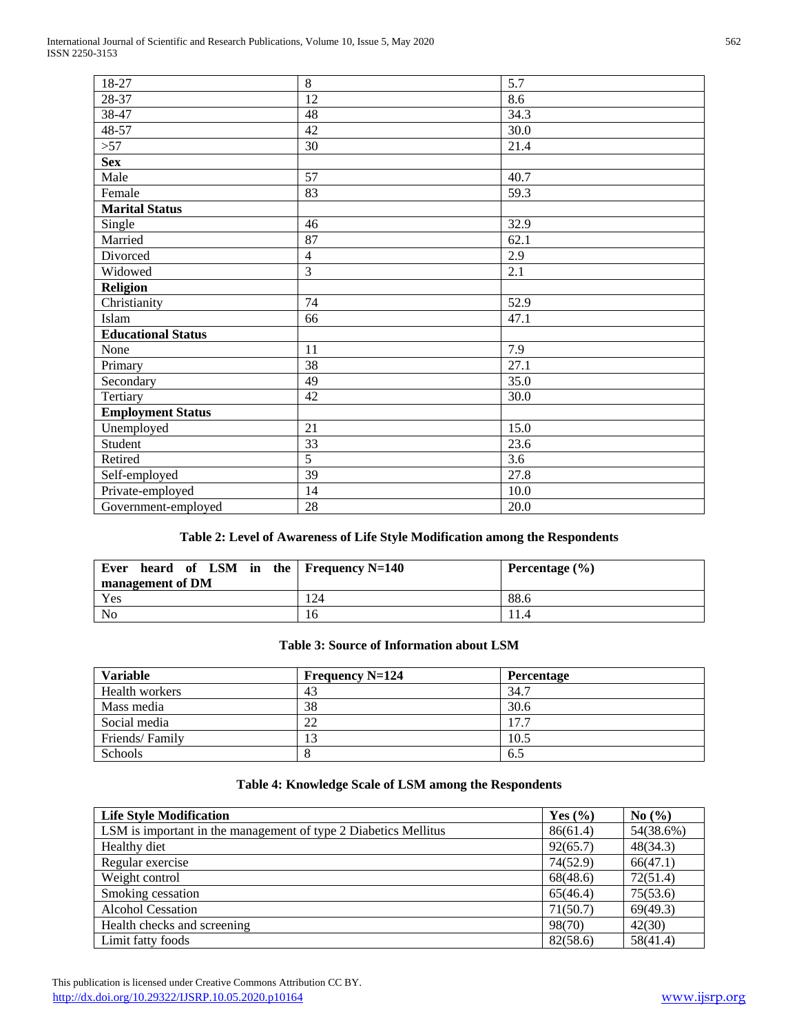| | | |
|---|---|---|
| 18-27 | 8 | 5.7 |
| 28-37 | 12 | 8.6 |
| 38-47 | 48 | 34.3 |
| 48-57 | 42 | 30.0 |
| >57 | 30 | 21.4 |
| **Sex** | | |
| Male | 57 | 40.7 |
| Female | 83 | 59.3 |
| **Marital Status** | | |
| Single | 46 | 32.9 |
| Married | 87 | 62.1 |
| Divorced | 4 | 2.9 |
| Widowed | 3 | 2.1 |
| **Religion** | | |
| Christianity | 74 | 52.9 |
| Islam | 66 | 47.1 |
| **Educational Status** | | |
| None | 11 | 7.9 |
| Primary | 38 | 27.1 |
| Secondary | 49 | 35.0 |
| Tertiary | 42 | 30.0 |
| **Employment Status** | | |
| Unemployed | 21 | 15.0 |
| Student | 33 | 23.6 |
| Retired | 5 | 3.6 |
| Self-employed | 39 | 27.8 |
| Private-employed | 14 | 10.0 |
| Government-employed | 28 | 20.0 |

**Table 2: Level of Awareness of Life Style Modification among the Respondents**

| Ever heard of LSM in the management of DM | Frequency N=140 | Percentage (%) |
|---|---|---|
| Yes | 124 | 88.6 |
| No | 16 | 11.4 |

**Table 3: Source of Information about LSM**

| Variable | Frequency N=124 | Percentage |
|---|---|---|
| Health workers | 43 | 34.7 |
| Mass media | 38 | 30.6 |
| Social media | 22 | 17.7 |
| Friends/ Family | 13 | 10.5 |
| Schools | 8 | 6.5 |

**Table 4: Knowledge Scale of LSM among the Respondents**

| Life Style Modification | Yes (%) | No (%) |
|---|---|---|
| LSM is important in the management of type 2 Diabetics Mellitus | 86(61.4) | 54(38.6%) |
| Healthy diet | 92(65.7) | 48(34.3) |
| Regular exercise | 74(52.9) | 66(47.1) |
| Weight control | 68(48.6) | 72(51.4) |
| Smoking cessation | 65(46.4) | 75(53.6) |
| Alcohol Cessation | 71(50.7) | 69(49.3) |
| Health checks and screening | 98(70) | 42(30) |
| Limit fatty foods | 82(58.6) | 58(41.4) |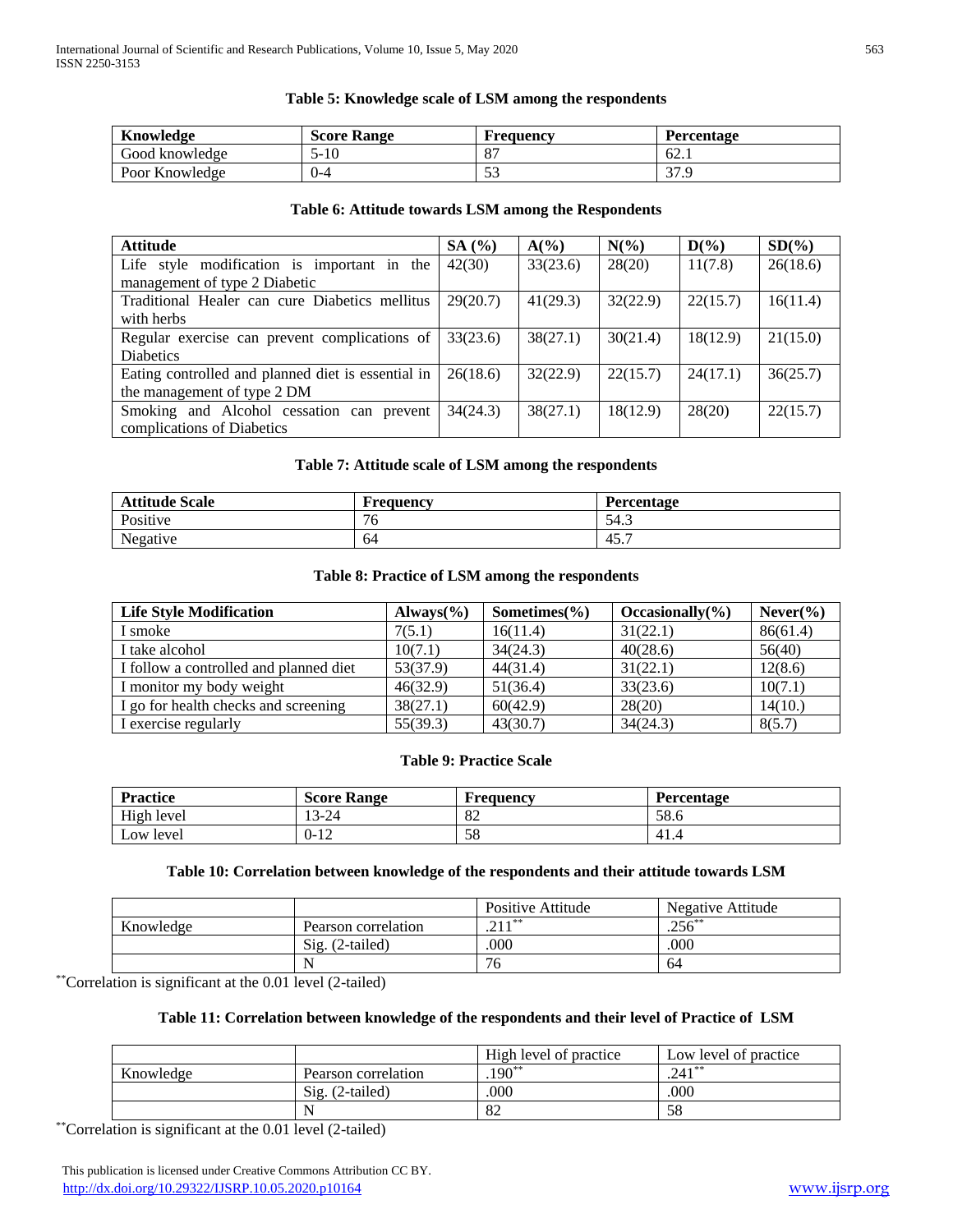**Table 5: Knowledge scale of LSM among the respondents**

| Knowledge | Score Range | Frequency | Percentage |
|---|---|---|---|
| Good knowledge | 5-10 | 87 | 62.1 |
| Poor Knowledge | 0-4 | 53 | 37.9 |

**Table 6: Attitude towards LSM among the Respondents**

| Attitude | SA (%) | A(%) | N(%) | D(%) | SD(%) |
|---|---|---|---|---|---|
| Life style modification is important in the management of type 2 Diabetic | 42(30) | 33(23.6) | 28(20) | 11(7.8) | 26(18.6) |
| Traditional Healer can cure Diabetics mellitus with herbs | 29(20.7) | 41(29.3) | 32(22.9) | 22(15.7) | 16(11.4) |
| Regular exercise can prevent complications of Diabetics | 33(23.6) | 38(27.1) | 30(21.4) | 18(12.9) | 21(15.0) |
| Eating controlled and planned diet is essential in the management of type 2 DM | 26(18.6) | 32(22.9) | 22(15.7) | 24(17.1) | 36(25.7) |
| Smoking and Alcohol cessation can prevent complications of Diabetics | 34(24.3) | 38(27.1) | 18(12.9) | 28(20) | 22(15.7) |

**Table 7: Attitude scale of LSM among the respondents**

| Attitude Scale | Frequency | Percentage |
|---|---|---|
| Positive | 76 | 54.3 |
| Negative | 64 | 45.7 |

**Table 8: Practice of LSM among the respondents**

| Life Style Modification | Always(%) | Sometimes(%) | Occasionally(%) | Never(%) |
|---|---|---|---|---|
| I smoke | 7(5.1) | 16(11.4) | 31(22.1) | 86(61.4) |
| I take alcohol | 10(7.1) | 34(24.3) | 40(28.6) | 56(40) |
| I follow a controlled and planned diet | 53(37.9) | 44(31.4) | 31(22.1) | 12(8.6) |
| I monitor my body weight | 46(32.9) | 51(36.4) | 33(23.6) | 10(7.1) |
| I go for health checks and screening | 38(27.1) | 60(42.9) | 28(20) | 14(10.) |
| I exercise regularly | 55(39.3) | 43(30.7) | 34(24.3) | 8(5.7) |

**Table 9: Practice Scale**

| Practice | Score Range | Frequency | Percentage |
|---|---|---|---|
| High level | 13-24 | 82 | 58.6 |
| Low level | 0-12 | 58 | 41.4 |

**Table 10: Correlation between knowledge of the respondents and their attitude towards LSM**

| | | Positive Attitude | Negative Attitude |
|---|---|---|---|
| Knowledge | Pearson correlation | .211** | .256** |
| | Sig. (2-tailed) | .000 | .000 |
| | N | 76 | 64 |

**Correlation is significant at the 0.01 level (2-tailed)

**Table 11: Correlation between knowledge of the respondents and their level of Practice of LSM**

| | | High level of practice | Low level of practice |
|---|---|---|---|
| Knowledge | Pearson correlation | .190** | .241** |
| | Sig. (2-tailed) | .000 | .000 |
| | N | 82 | 58 |

**Correlation is significant at the 0.01 level (2-tailed)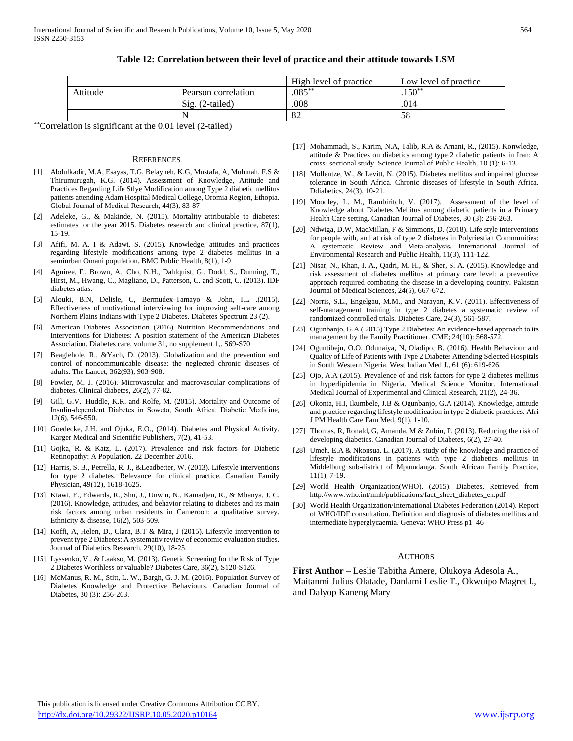**Table 12: Correlation between their level of practice and their attitude towards LSM**

| | | High level of practice | Low level of practice |
|---|---|---|---|
| Attitude | Pearson correlation | .085** | .150** |
| | Sig. (2-tailed) | .008 | .014 |
| | N | 82 | 58 |

**Correlation is significant at the 0.01 level (2-tailed)

## REFERENCES

[1] Abdulkadir, M.A, Esayas, T.G, Belayneh, K.G, Mustafa, A, Mulunah, F.S & Thirumurugah, K.G. (2014). Assessment of Knowledge, Attitude and Practices Regarding Life Stlye Modification among Type 2 diabetic mellitus patients attending Adam Hospital Medical College, Oromia Region, Ethopia. Global Journal of Medical Research, 44(3), 83-87

[2] Adeleke, G., & Makinde, N. (2015). Mortality attributable to diabetes: estimates for the year 2015. Diabetes research and clinical practice, 87(1), 15-19.

[3] Afifi, M. A. I & Adawi, S. (2015). Knowledge, attitudes and practices regarding lifestyle modifications among type 2 diabetes mellitus in a semiurban Omani population. BMC Public Health, 8(1), 1-9

[4] Aguiree, F., Brown, A., Cho, N.H., Dahlquist, G., Dodd, S., Dunning, T., Hirst, M., Hwang, C., Magliano, D., Patterson, C. and Scott, C. (2013). IDF diabetes atlas.

[5] Alouki, B.N, Delisle, C, Bermudex-Tamayo & John, I.L .(2015). Effectiveness of motivational interviewing for improving self-care among Northern Plains Indians with Type 2 Diabetes. Diabetes Spectrum 23 (2).

[6] American Diabetes Association (2016) Nutrition Recommendations and Interventions for Diabetes: A position statement of the American Diabetes Association. Diabetes care, volume 31, no supplement 1,. S69-S70

[7] Beaglehole, R., &Yach, D. (2013). Globalization and the prevention and control of noncommunicable disease: the neglected chronic diseases of adults. The Lancet, 362(93), 903-908.

[8] Fowler, M. J. (2016). Microvascular and macrovascular complications of diabetes. Clinical diabetes, 26(2), 77-82.

[9] Gill, G.V., Huddle, K.R. and Rolfe, M. (2015). Mortality and Outcome of Insulin-dependent Diabetes in Soweto, South Africa. Diabetic Medicine, 12(6), 546-550.

[10] Goedecke, J.H. and Ojuka, E.O., (2014). Diabetes and Physical Activity. Karger Medical and Scientific Publishers, 7(2), 41-53.

[11] Gojka, R. & Katz, L. (2017). Prevalence and risk factors for Diabetic Retinopathy: A Population. 22 December 2016.

[12] Harris, S. B., Petrella, R. J., &Leadbetter, W. (2013). Lifestyle interventions for type 2 diabetes. Relevance for clinical practice. Canadian Family Physician, 49(12), 1618-1625.

[13] Kiawi, E., Edwards, R., Shu, J., Unwin, N., Kamadjeu, R., & Mbanya, J. C. (2016). Knowledge, attitudes, and behavior relating to diabetes and its main risk factors among urban residents in Cameroon: a qualitative survey. Ethnicity & disease, 16(2), 503-509.

[14] Koffi, A, Helen, D., Clara, B.T & Mira, J (2015). Lifestyle intervention to prevent type 2 Diabetes: A systemativ review of economic evaluation studies. Journal of Diabetics Research, 29(10), 18-25.

[15] Lyssenko, V., & Laakso, M. (2013). Genetic Screening for the Risk of Type 2 Diabetes Worthless or valuable? Diabetes Care, 36(2), S120-S126.

[16] McManus, R. M., Stitt, L. W., Bargh, G. J. M. (2016). Population Survey of Diabetes Knowledge and Protective Behaviours. Canadian Journal of Diabetes, 30 (3): 256-263.

[17] Mohammadi, S., Karim, N.A, Talib, R.A & Amani, R., (2015). Konwledge, attitude & Practices on diabetics among type 2 diabetic patients in Iran: A cross- sectional study. Science Journal of Public Health, 10 (1): 6-13.

[18] Mollentze, W., & Levitt, N. (2015). Diabetes mellitus and impaired glucose tolerance in South Africa. Chronic diseases of lifestyle in South Africa. Ddiabetics, 24(3), 10-21.

[19] Moodley, L. M., Rambiritch, V. (2017). Assessment of the level of Knowledge about Diabetes Mellitus among diabetic patients in a Primary Health Care setting. Canadian Journal of Diabetes, 30 (3): 256-263.

[20] Ndwiga, D.W, MacMillan, F & Simmons, D. (2018). Life style interventions for people with, and at risk of type 2 diabetes in Polyriestian Communities: A systematic Review and Meta-analysis. International Journal of Environmental Research and Public Health, 11(3), 111-122.

[21] Nisar, N., Khan, I. A., Qadri, M. H., & Sher, S. A. (2015). Knowledge and risk assessment of diabetes mellitus at primary care level: a preventive approach required combating the disease in a developing country. Pakistan Journal of Medical Sciences, 24(5), 667-672.

[22] Norris, S.L., Engelgau, M.M., and Narayan, K.V. (2011). Effectiveness of self-management training in type 2 diabetes a systematic review of randomized controlled trials. Diabetes Care, 24(3), 561-587.

[23] Ogunbanjo, G.A ( 2015) Type 2 Diabetes: An evidence-based approach to its management by the Family Practitioner. CME; 24(10): 568-572.

[24] Oguntibeju, O.O, Odunaiya, N, Oladipo, B. (2016). Health Behaviour and Quality of Life of Patients with Type 2 Diabetes Attending Selected Hospitals in South Western Nigeria. West Indian Med J., 61 (6): 619-626.

[25] Ojo, A.A (2015). Prevalence of and risk factors for type 2 diabetes mellitus in hyperlipidemia in Nigeria. Medical Science Monitor. International Medical Journal of Experimental and Clinical Research, 21(2), 24-36.

[26] Okonta, H.I, Ikumbele, J.B & Ogunbanjo, G.A (2014). Knowledge, attitude and practice regarding lifestyle modification in type 2 diabetic practices. Afri J PM Health Care Fam Med, 9(1), 1-10.

[27] Thomas, R, Ronald, G, Amanda, M & Zubin, P. (2013). Reducing the risk of developing diabetics. Canadian Journal of Diabetes, 6(2), 27-40.

[28] Umeh, E.A & Nkonsua, L. (2017). A study of the knowledge and practice of lifestyle modifications in patients with type 2 diabetics mellitus in Middelburg sub-district of Mpumdanga. South African Family Practice, 11(1), 7-19.

[29] World Health Organization(WHO). (2015). Diabetes. Retrieved from http://www.who.int/nmh/publications/fact_sheet_diabetes_en.pdf

[30] World Health Organization/International Diabetes Federation (2014). Report of WHO/IDF consultation. Definition and diagnosis of diabetes mellitus and intermediate hyperglycaemia. Geneva: WHO Press p1–46

## AUTHORS

**First Author** – Leslie Tabitha Amere, Olukoya Adesola A., Maitanmi Julius Olatade, Danlami Leslie T., Okwuipo Magret I., and Dalyop Kaneng Mary